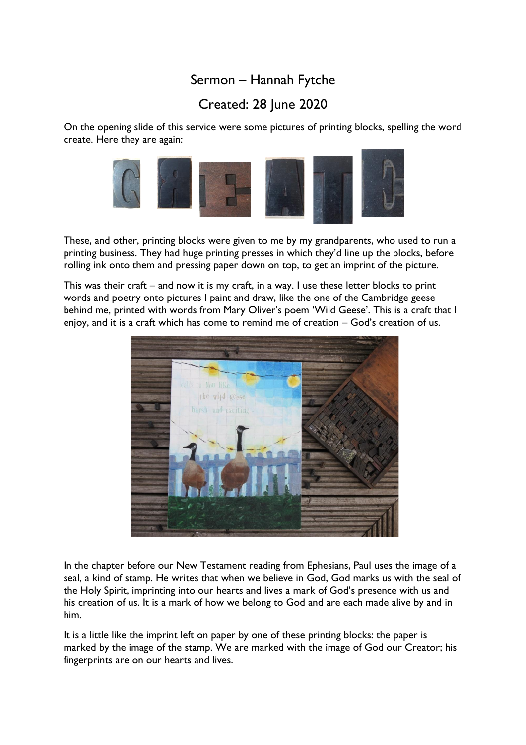# Sermon – Hannah Fytche

## Created: 28 June 2020

On the opening slide of this service were some pictures of printing blocks, spelling the word create. Here they are again:

These, and other, printing blocks were given to me by my grandparents, who used to run a printing business. They had huge printing presses in which they'd line up the blocks, before rolling ink onto them and pressing paper down on top, to get an imprint of the picture.

This was their craft – and now it is my craft, in a way. I use these letter blocks to print words and poetry onto pictures I paint and draw, like the one of the Cambridge geese behind me, printed with words from Mary Oliver's poem 'Wild Geese'. This is a craft that I enjoy, and it is a craft which has come to remind me of creation – God's creation of us.

In the chapter before our New Testament reading from Ephesians, Paul uses the image of a seal, a kind of stamp. He writes that when we believe in God, God marks us with the seal of the Holy Spirit, imprinting into our hearts and lives a mark of God's presence with us and his creation of us. It is a mark of how we belong to God and are each made alive by and in him.

It is a little like the imprint left on paper by one of these printing blocks: the paper is marked by the image of the stamp. We are marked with the image of God our Creator; his fingerprints are on our hearts and lives.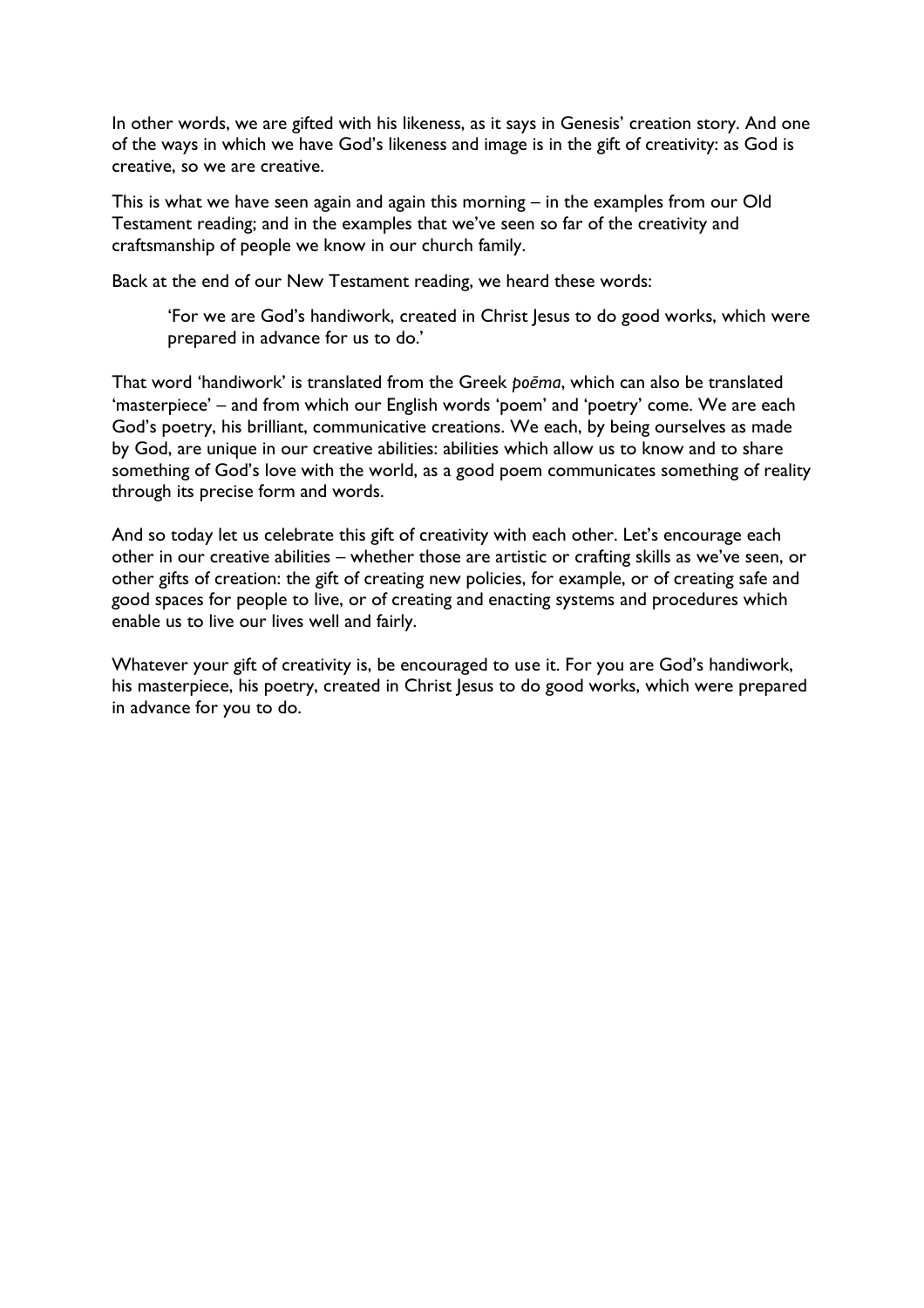In other words, we are gifted with his likeness, as it says in Genesis' creation story. And one of the ways in which we have God's likeness and image is in the gift of creativity: as God is creative, so we are creative.

This is what we have seen again and again this morning – in the examples from our Old Testament reading; and in the examples that we've seen so far of the creativity and craftsmanship of people we know in our church family.

Back at the end of our New Testament reading, we heard these words:

> 'For we are God's handiwork, created in Christ Jesus to do good works, which were prepared in advance for us to do.'

That word 'handiwork' is translated from the Greek *poēma*, which can also be translated 'masterpiece' – and from which our English words 'poem' and 'poetry' come. We are each God's poetry, his brilliant, communicative creations. We each, by being ourselves as made by God, are unique in our creative abilities: abilities which allow us to know and to share something of God's love with the world, as a good poem communicates something of reality through its precise form and words.

And so today let us celebrate this gift of creativity with each other. Let's encourage each other in our creative abilities – whether those are artistic or crafting skills as we've seen, or other gifts of creation: the gift of creating new policies, for example, or of creating safe and good spaces for people to live, or of creating and enacting systems and procedures which enable us to live our lives well and fairly.

Whatever your gift of creativity is, be encouraged to use it. For you are God's handiwork, his masterpiece, his poetry, created in Christ Jesus to do good works, which were prepared in advance for you to do.